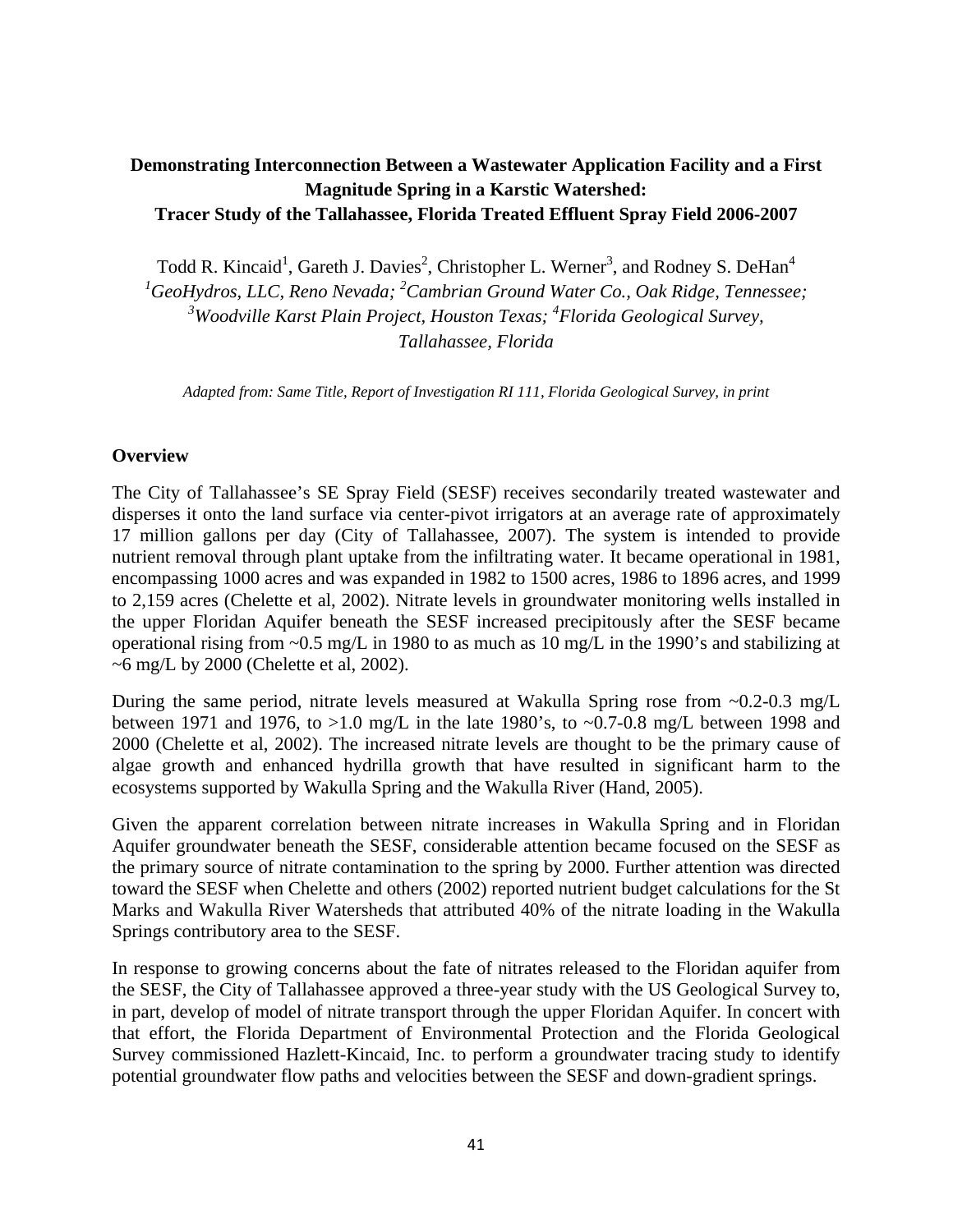# Demonstrating Interconnection Between a Wastewater Application Facility and a First Magnitude Spring in a Karstic Watershed: Tracer Study of the Tallahassee, Florida Treated Effluent Spray Field 2006-2007

Todd R. Kincaid[1], Gareth J. Davies[2], Christopher L. Werner[3], and Rodney S. DeHan[4]

[1]*GeoHydros, LLC, Reno Nevada;* [2]*Cambrian Ground Water Co., Oak Ridge, Tennessee;* [3]*Woodville Karst Plain Project, Houston Texas;* [4]*Florida Geological Survey, Tallahassee, Florida*

*Adapted from: Same Title, Report of Investigation RI 111, Florida Geological Survey, in print*

## Overview

The City of Tallahassee's SE Spray Field (SESF) receives secondarily treated wastewater and disperses it onto the land surface via center-pivot irrigators at an average rate of approximately 17 million gallons per day (City of Tallahassee, 2007). The system is intended to provide nutrient removal through plant uptake from the infiltrating water. It became operational in 1981, encompassing 1000 acres and was expanded in 1982 to 1500 acres, 1986 to 1896 acres, and 1999 to 2,159 acres (Chelette et al, 2002). Nitrate levels in groundwater monitoring wells installed in the upper Floridan Aquifer beneath the SESF increased precipitously after the SESF became operational rising from ~0.5 mg/L in 1980 to as much as 10 mg/L in the 1990's and stabilizing at ~6 mg/L by 2000 (Chelette et al, 2002).

During the same period, nitrate levels measured at Wakulla Spring rose from ~0.2-0.3 mg/L between 1971 and 1976, to >1.0 mg/L in the late 1980's, to ~0.7-0.8 mg/L between 1998 and 2000 (Chelette et al, 2002). The increased nitrate levels are thought to be the primary cause of algae growth and enhanced hydrilla growth that have resulted in significant harm to the ecosystems supported by Wakulla Spring and the Wakulla River (Hand, 2005).

Given the apparent correlation between nitrate increases in Wakulla Spring and in Floridan Aquifer groundwater beneath the SESF, considerable attention became focused on the SESF as the primary source of nitrate contamination to the spring by 2000. Further attention was directed toward the SESF when Chelette and others (2002) reported nutrient budget calculations for the St Marks and Wakulla River Watersheds that attributed 40% of the nitrate loading in the Wakulla Springs contributory area to the SESF.

In response to growing concerns about the fate of nitrates released to the Floridan aquifer from the SESF, the City of Tallahassee approved a three-year study with the US Geological Survey to, in part, develop of model of nitrate transport through the upper Floridan Aquifer. In concert with that effort, the Florida Department of Environmental Protection and the Florida Geological Survey commissioned Hazlett-Kincaid, Inc. to perform a groundwater tracing study to identify potential groundwater flow paths and velocities between the SESF and down-gradient springs.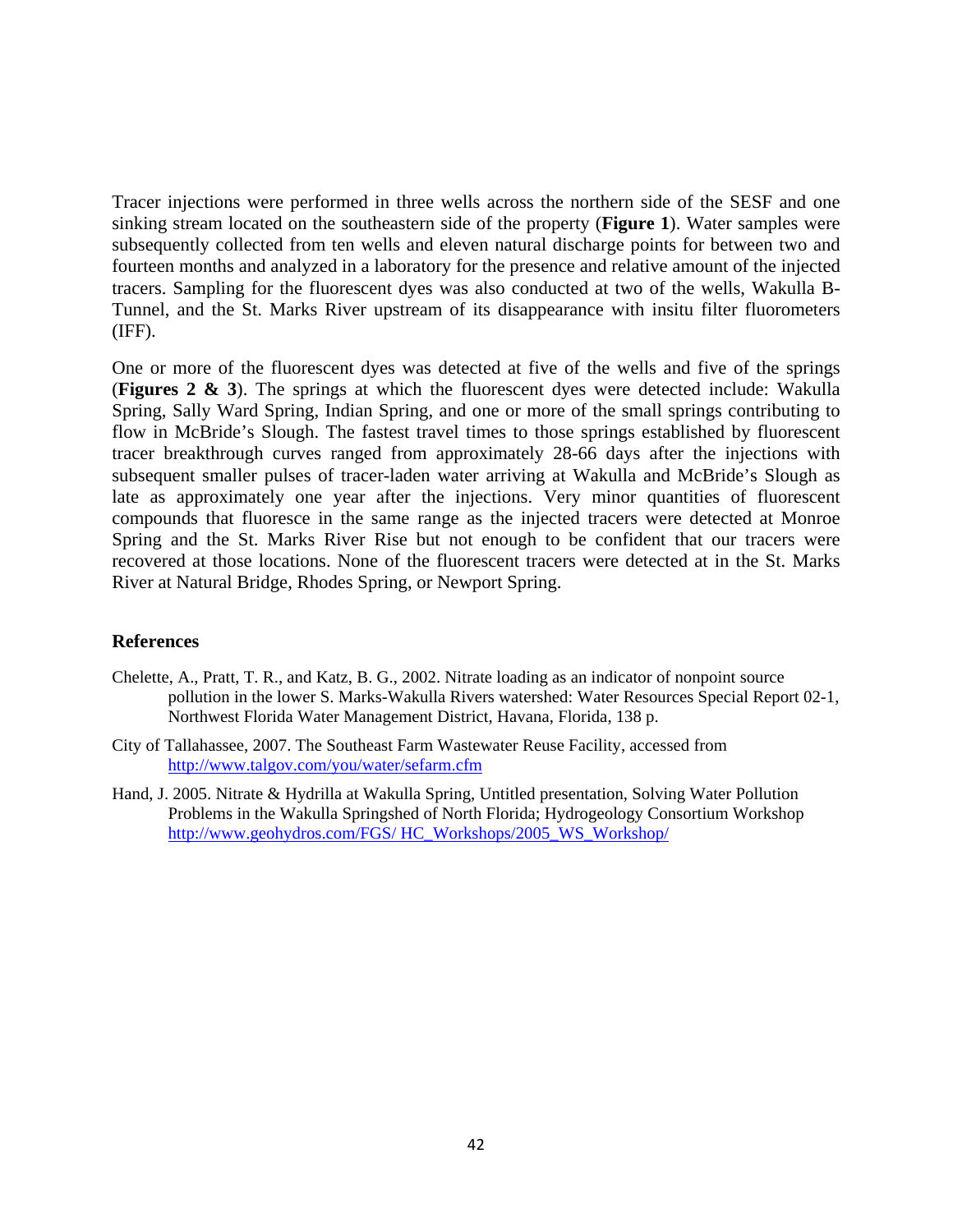Tracer injections were performed in three wells across the northern side of the SESF and one sinking stream located on the southeastern side of the property (**Figure 1**). Water samples were subsequently collected from ten wells and eleven natural discharge points for between two and fourteen months and analyzed in a laboratory for the presence and relative amount of the injected tracers. Sampling for the fluorescent dyes was also conducted at two of the wells, Wakulla B-Tunnel, and the St. Marks River upstream of its disappearance with insitu filter fluorometers (IFF).

One or more of the fluorescent dyes was detected at five of the wells and five of the springs (**Figures 2 & 3**). The springs at which the fluorescent dyes were detected include: Wakulla Spring, Sally Ward Spring, Indian Spring, and one or more of the small springs contributing to flow in McBride's Slough. The fastest travel times to those springs established by fluorescent tracer breakthrough curves ranged from approximately 28-66 days after the injections with subsequent smaller pulses of tracer-laden water arriving at Wakulla and McBride's Slough as late as approximately one year after the injections. Very minor quantities of fluorescent compounds that fluoresce in the same range as the injected tracers were detected at Monroe Spring and the St. Marks River Rise but not enough to be confident that our tracers were recovered at those locations. None of the fluorescent tracers were detected at in the St. Marks River at Natural Bridge, Rhodes Spring, or Newport Spring.

### References

Chelette, A., Pratt, T. R., and Katz, B. G., 2002. Nitrate loading as an indicator of nonpoint source pollution in the lower S. Marks-Wakulla Rivers watershed: Water Resources Special Report 02-1, Northwest Florida Water Management District, Havana, Florida, 138 p.

City of Tallahassee, 2007. The Southeast Farm Wastewater Reuse Facility, accessed from http://www.talgov.com/you/water/sefarm.cfm

Hand, J. 2005. Nitrate & Hydrilla at Wakulla Spring, Untitled presentation, Solving Water Pollution Problems in the Wakulla Springshed of North Florida; Hydrogeology Consortium Workshop http://www.geohydros.com/FGS/ HC_Workshops/2005_WS_Workshop/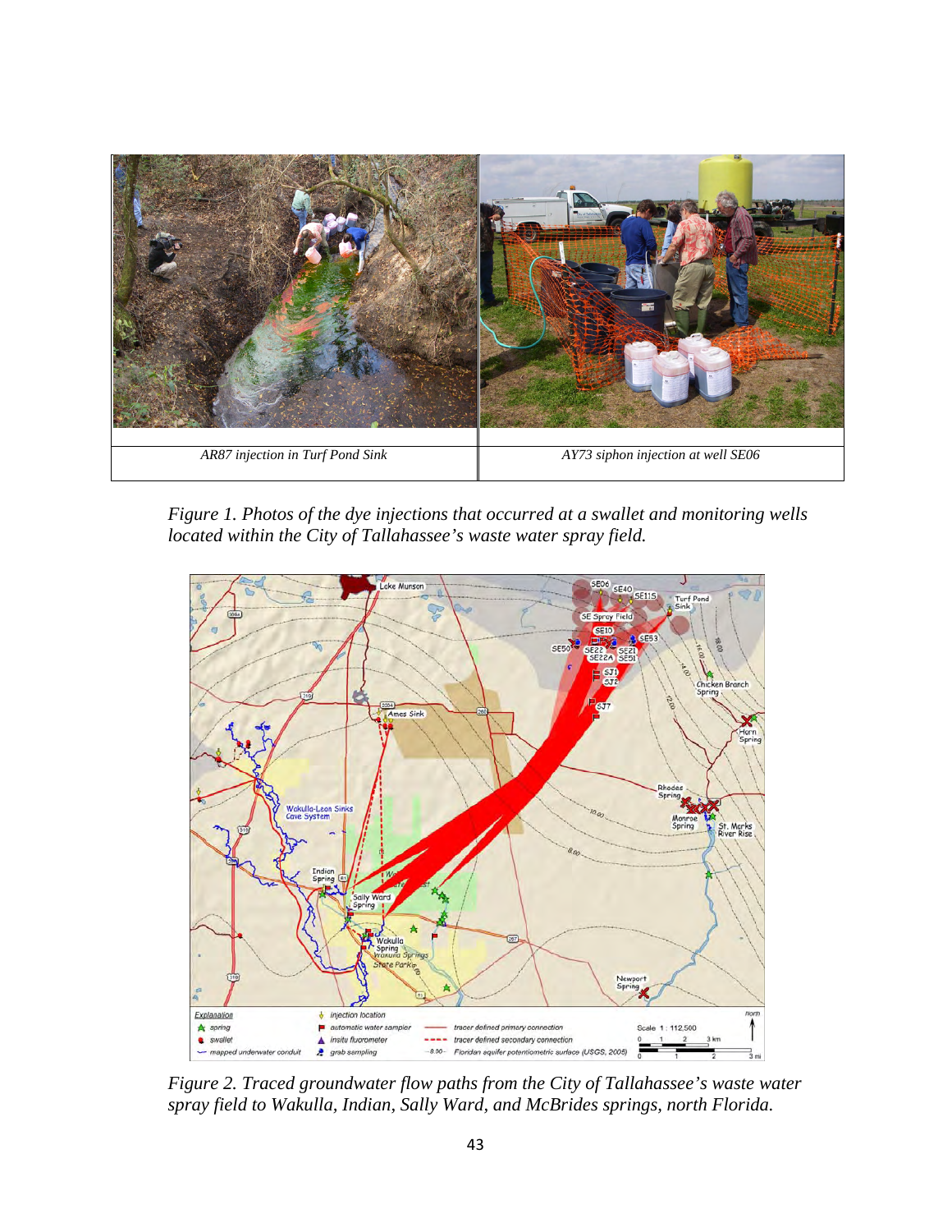| AR87 injection in Turf Pond Sink | AY73 siphon injection at well SE06 |
| --- | --- |

*Figure 1. Photos of the dye injections that occurred at a swallet and monitoring wells located within the City of Tallahassee's waste water spray field.*

*Figure 2. Traced groundwater flow paths from the City of Tallahassee's waste water spray field to Wakulla, Indian, Sally Ward, and McBrides springs, north Florida.*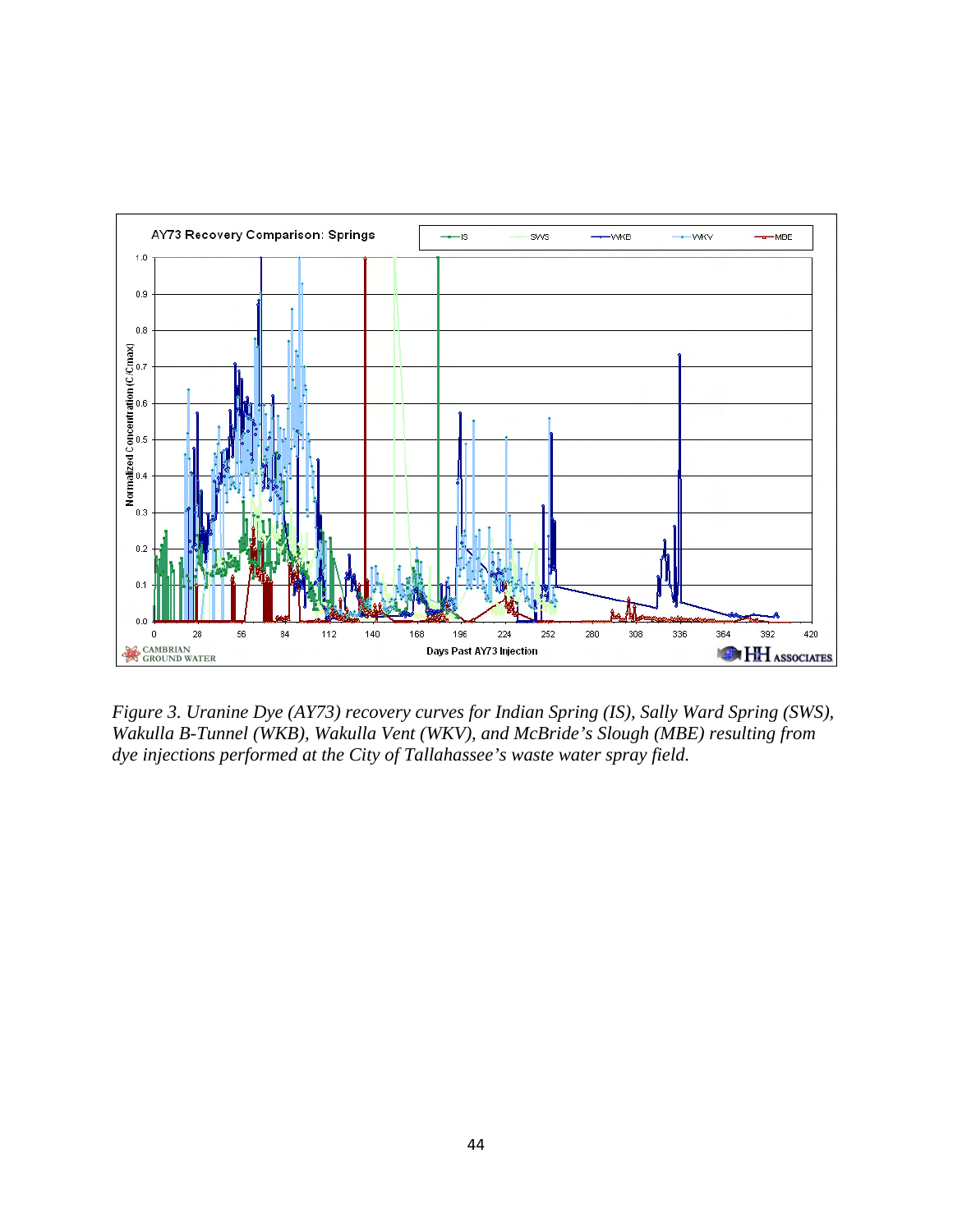AY73 Recovery Comparison: Springs

IS SWS WKB WKV MBE

Normalized Concentration (C/Cmax)

1.0
0.9
0.8
0.7
0.6
0.5
0.4
0.3
0.2
0.1
0.0

0 28 56 84 112 140 168 196 224 252 280 308 336 364 392 420

Days Past AY73 Injection

CAMBRIAN GROUND WATER

HH ASSOCIATES

*Figure 3. Uranine Dye (AY73) recovery curves for Indian Spring (IS), Sally Ward Spring (SWS), Wakulla B-Tunnel (WKB), Wakulla Vent (WKV), and McBride's Slough (MBE) resulting from dye injections performed at the City of Tallahassee's waste water spray field.*